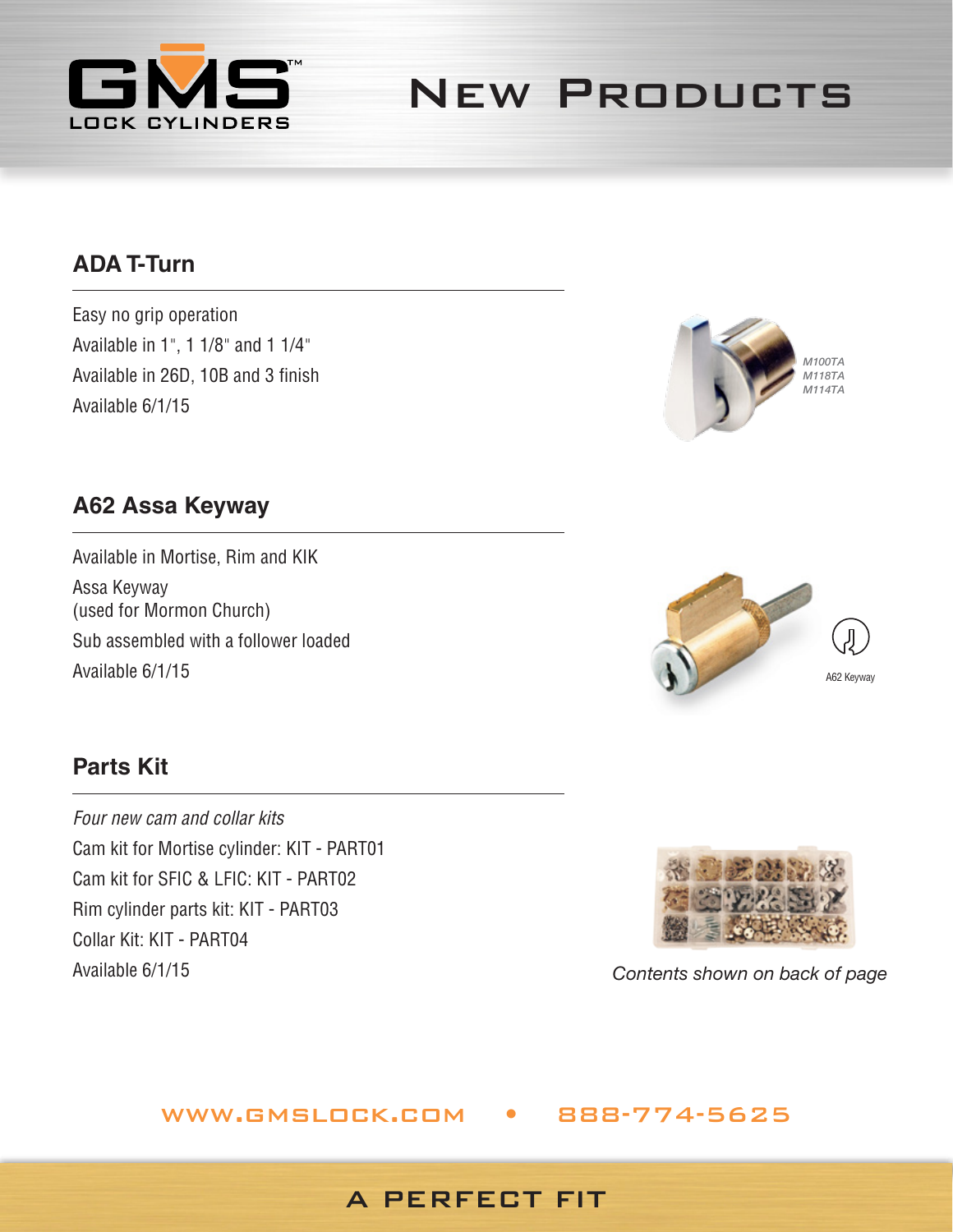GMS™ LOCK CYLINDERS

# New Products

## ADA T-Turn

Easy no grip operation
Available in 1", 1 1/8" and 1 1/4"
Available in 26D, 10B and 3 finish
Available 6/1/15

*M100TA*
*M118TA*
*M114TA*

## A62 Assa Keyway

Available in Mortise, Rim and KIK
Assa Keyway
(used for Mormon Church)
Sub assembled with a follower loaded
Available 6/1/15

A62 Keyway

## Parts Kit

*Four new cam and collar kits*
Cam kit for Mortise cylinder: KIT - PART01
Cam kit for SFIC & LFIC: KIT - PART02
Rim cylinder parts kit: KIT - PART03
Collar Kit: KIT - PART04
Available 6/1/15

*Contents shown on back of page*

WWW.GMSLOCK.COM • 888-774-5625

A PERFECT FIT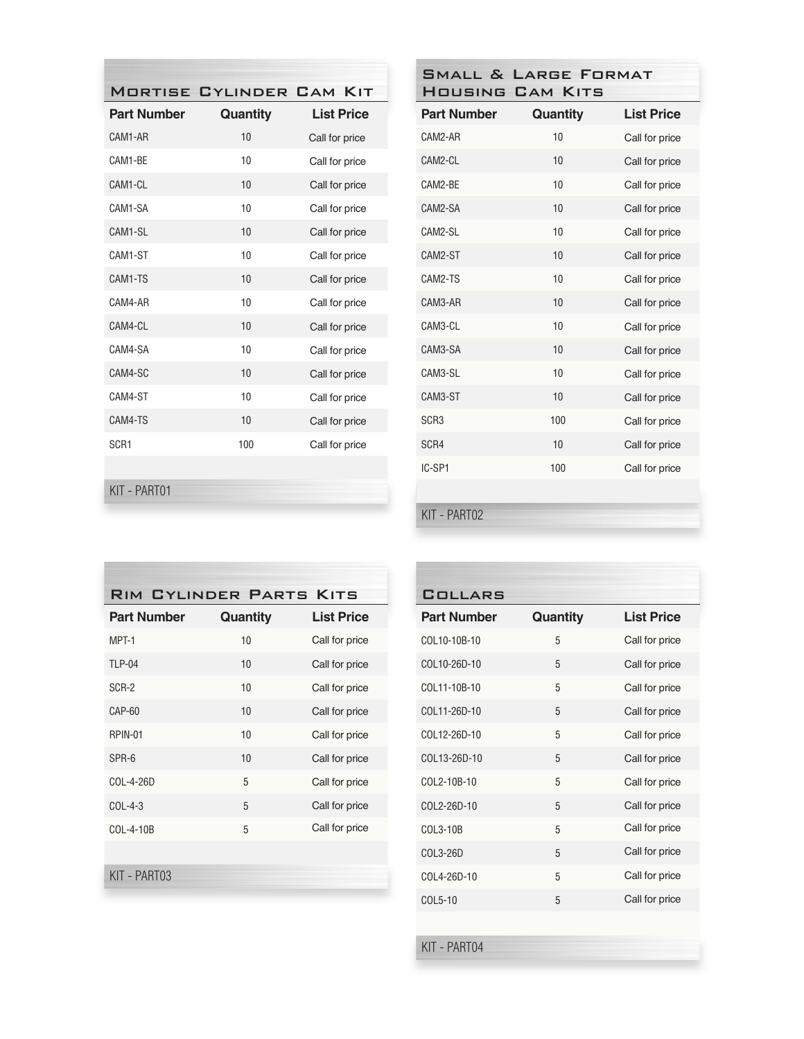## Mortise Cylinder Cam Kit

| Part Number | Quantity | List Price |
|---|---|---|
| CAM1-AR | 10 | Call for price |
| CAM1-BE | 10 | Call for price |
| CAM1-CL | 10 | Call for price |
| CAM1-SA | 10 | Call for price |
| CAM1-SL | 10 | Call for price |
| CAM1-ST | 10 | Call for price |
| CAM1-TS | 10 | Call for price |
| CAM4-AR | 10 | Call for price |
| CAM4-CL | 10 | Call for price |
| CAM4-SA | 10 | Call for price |
| CAM4-SC | 10 | Call for price |
| CAM4-ST | 10 | Call for price |
| CAM4-TS | 10 | Call for price |
| SCR1 | 100 | Call for price |

KIT - PART01

## Small & Large Format Housing Cam Kits

| Part Number | Quantity | List Price |
|---|---|---|
| CAM2-AR | 10 | Call for price |
| CAM2-CL | 10 | Call for price |
| CAM2-BE | 10 | Call for price |
| CAM2-SA | 10 | Call for price |
| CAM2-SL | 10 | Call for price |
| CAM2-ST | 10 | Call for price |
| CAM2-TS | 10 | Call for price |
| CAM3-AR | 10 | Call for price |
| CAM3-CL | 10 | Call for price |
| CAM3-SA | 10 | Call for price |
| CAM3-SL | 10 | Call for price |
| CAM3-ST | 10 | Call for price |
| SCR3 | 100 | Call for price |
| SCR4 | 10 | Call for price |
| IC-SP1 | 100 | Call for price |

KIT - PART02

## Rim Cylinder Parts Kits

| Part Number | Quantity | List Price |
|---|---|---|
| MPT-1 | 10 | Call for price |
| TLP-04 | 10 | Call for price |
| SCR-2 | 10 | Call for price |
| CAP-60 | 10 | Call for price |
| RPIN-01 | 10 | Call for price |
| SPR-6 | 10 | Call for price |
| COL-4-26D | 5 | Call for price |
| COL-4-3 | 5 | Call for price |
| COL-4-10B | 5 | Call for price |

KIT - PART03

## Collars

| Part Number | Quantity | List Price |
|---|---|---|
| COL10-10B-10 | 5 | Call for price |
| COL10-26D-10 | 5 | Call for price |
| COL11-10B-10 | 5 | Call for price |
| COL11-26D-10 | 5 | Call for price |
| COL12-26D-10 | 5 | Call for price |
| COL13-26D-10 | 5 | Call for price |
| COL2-10B-10 | 5 | Call for price |
| COL2-26D-10 | 5 | Call for price |
| COL3-10B | 5 | Call for price |
| COL3-26D | 5 | Call for price |
| COL4-26D-10 | 5 | Call for price |
| COL5-10 | 5 | Call for price |

KIT - PART04